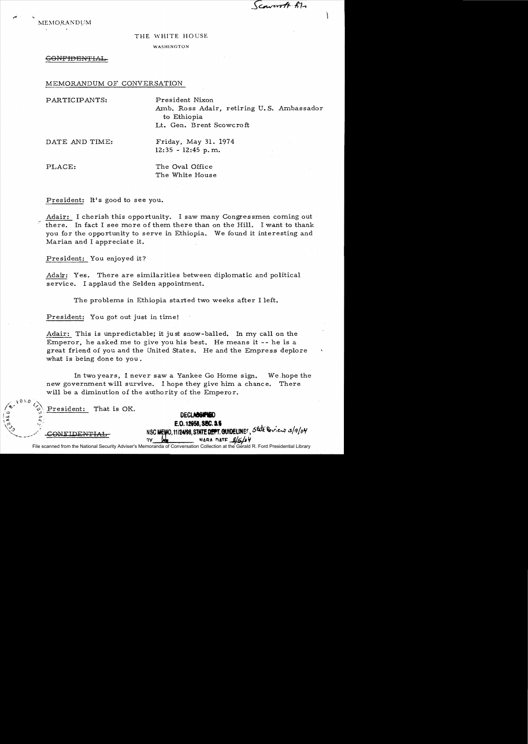Scowcroft file

MEMORANDUM

THE WHITE HOUSE

WASHINGTON

~~CONFIDENTIAL~~

MEMORANDUM OF CONVERSATION

PARTICIPANTS: President Nixon
Amb. Ross Adair, retiring U.S. Ambassador to Ethiopia
Lt. Gen. Brent Scowcroft

DATE AND TIME: Friday, May 31. 1974
12:35 - 12:45 p.m.

PLACE: The Oval Office
The White House

President: It's good to see you.

Adair: I cherish this opportunity. I saw many Congressmen coming out there. In fact I see more of them there than on the Hill. I want to thank you for the opportunity to serve in Ethiopia. We found it interesting and Marian and I appreciate it.

President: You enjoyed it?

Adair: Yes. There are similarities between diplomatic and political service. I applaud the Selden appointment.

The problems in Ethiopia started two weeks after I left.

President: You got out just in time!

Adair: This is unpredictable; it just snow-balled. In my call on the Emperor, he asked me to give you his best. He means it -- he is a great friend of you and the United States. He and the Empress deplore what is being done to you.

In two years, I never saw a Yankee Go Home sign. We hope the new government will survive. I hope they give him a chance. There will be a diminution of the authority of the Emperor.

President: That is OK.

~~CONFIDENTIAL~~

DECLASSIFIED
E.O. 12958, SEC. 3.5
NSC MEMO, 11/24/98, STATE DEPT. GUIDELINES, State Review 3/9/04
BY [initials] NARA DATE 8/5/04

File scanned from the National Security Adviser's Memoranda of Conversation Collection at the Gerald R. Ford Presidential Library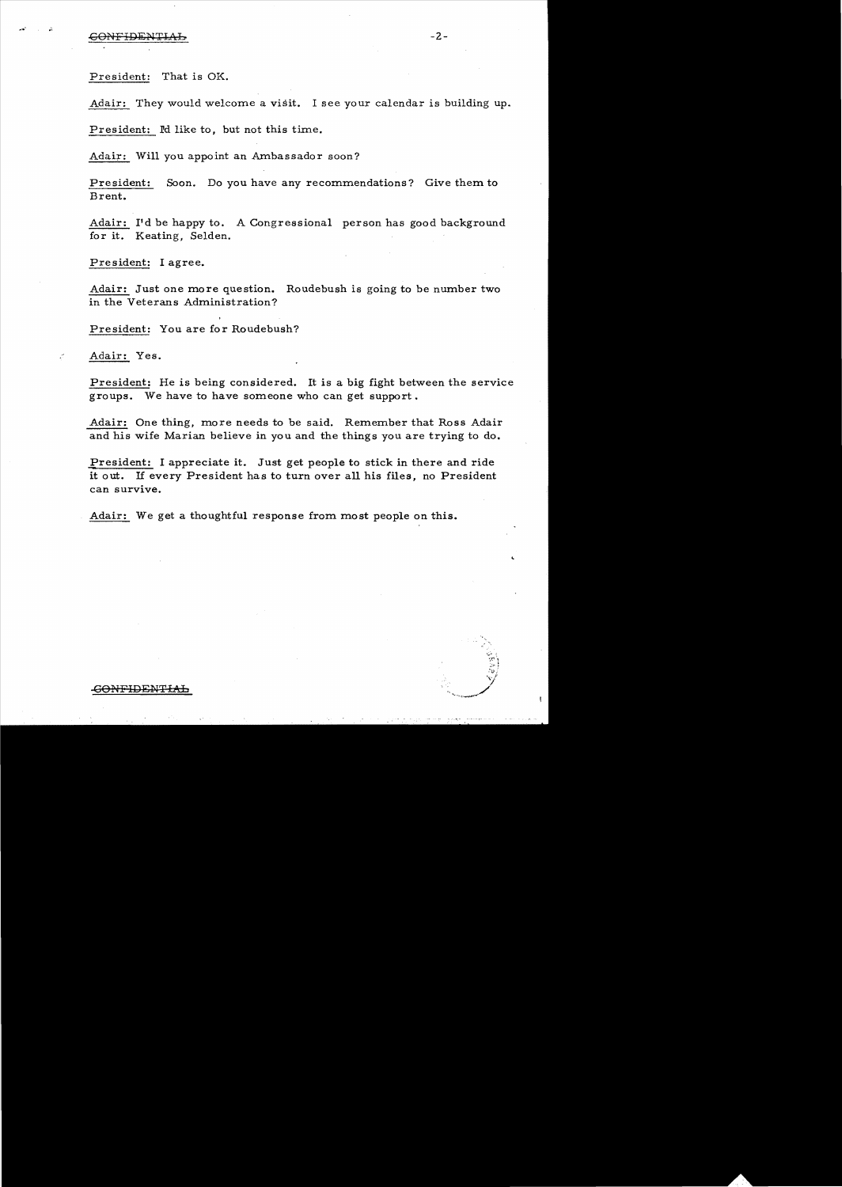President: That is OK.

Adair: They would welcome a visit. I see your calendar is building up.

President: I'd like to, but not this time.

Adair: Will you appoint an Ambassador soon?

President: Soon. Do you have any recommendations? Give them to Brent.

Adair: I'd be happy to. A Congressional person has good background for it. Keating, Selden.

President: I agree.

Adair: Just one more question. Roudebush is going to be number two in the Veterans Administration?

President: You are for Roudebush?

Adair: Yes.

President: He is being considered. It is a big fight between the service groups. We have to have someone who can get support.

Adair: One thing, more needs to be said. Remember that Ross Adair and his wife Marian believe in you and the things you are trying to do.

President: I appreciate it. Just get people to stick in there and ride it out. If every President has to turn over all his files, no President can survive.

Adair: We get a thoughtful response from most people on this.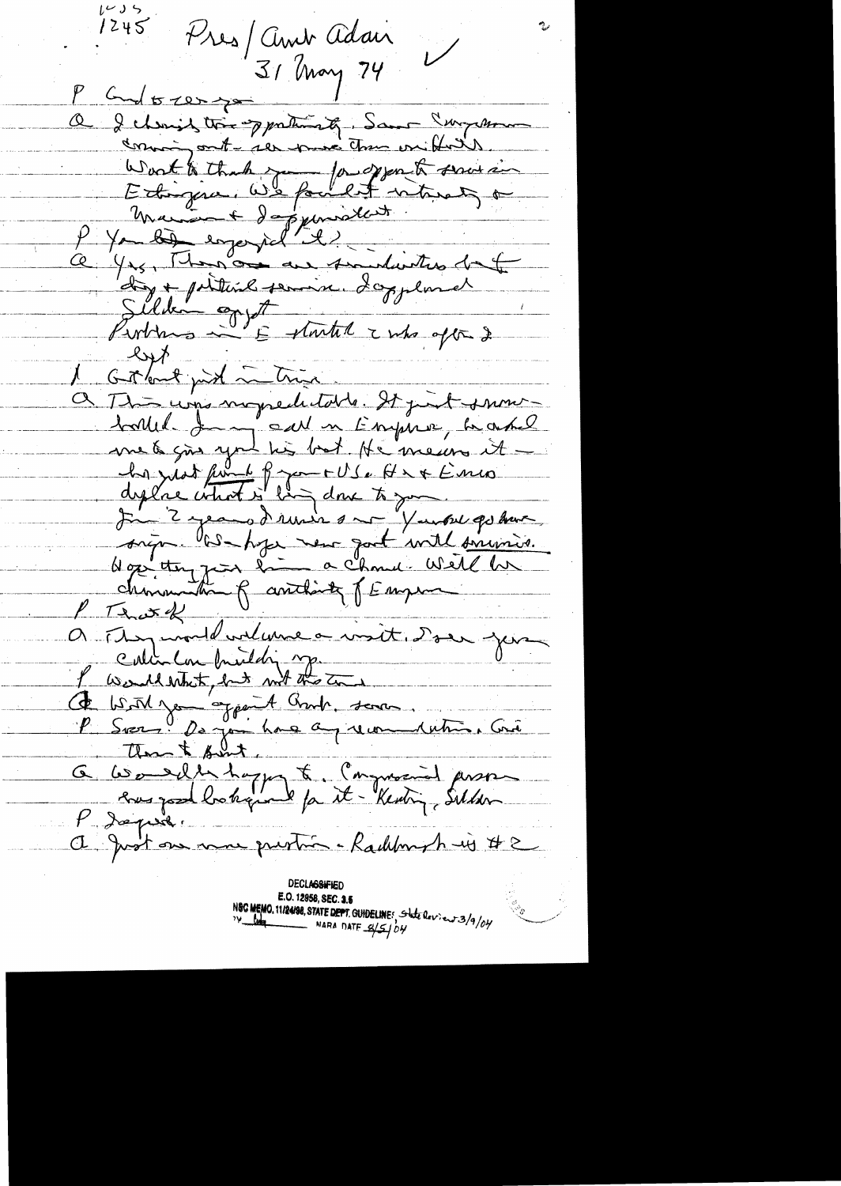1245 Pres / Amb Adair

31 May 74

P Good to see you

A I cherish this opportunity. Some Congressmen coming out - see more than in Hill.
Want to thank you for opportunity to serve in Ethiopia. We found it interesting & Marian & I appreciated.

P You both enjoyed it?

A Yes. There are similarities but differences & political scene. I appreciated Seldon appt.

Problems in E started 2 whs after I left

P Got out just in time.

A This was unpredictable. It just snowballed. In my call on Emperor, he asked me to give you his best. He means it - he just thinks of you & USA. He & Emp deplore what is being done to you.
In 2 years I can't say Y... has... We hope new govt will survive. Hope they give him a chance. Will be diminution of authority of Emperor.

P That OK

A They would welcome a visit. I see you coming building up.

P Would interest, but not this time

A Will you appoint Amb. soon.

P Soon. Do you have any recommendations. Give them to Brent.

A Would be happy to. Congressional person has good background for it - Keating, Seldon

P I agree.

A Just one more question - Rudolph is #2

DECLASSIFIED
E.O. 12958, SEC. 3.5
NSC MEMO, 11/24/98, STATE DEPT. GUIDELINES State Review 3/9/04
BY ___ NARA DATE 8/5/04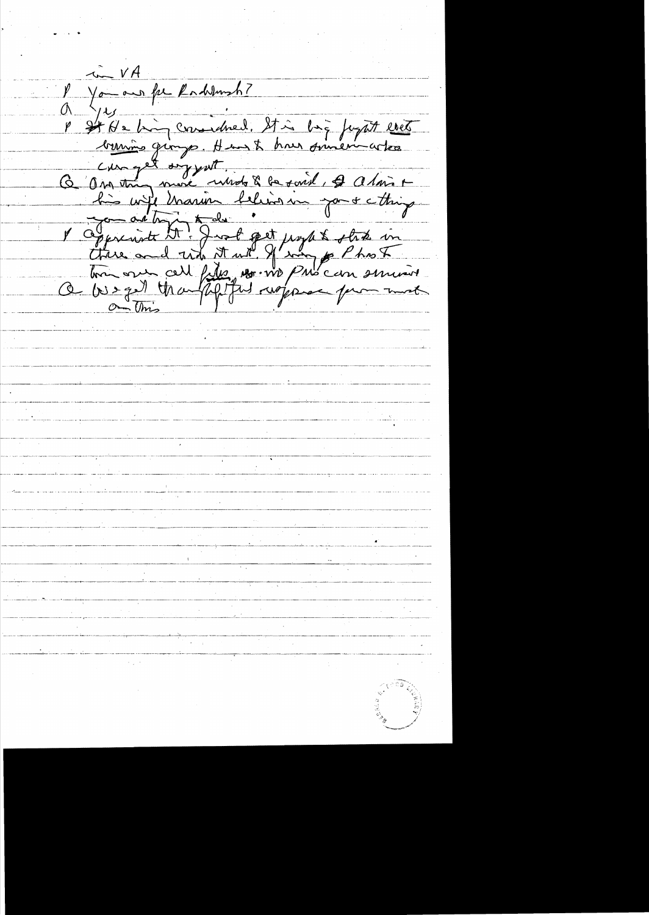in VA

P You are for Rodham?

Q Yes

P He being considered. It is big fight over burning guns. Hurt to have someone who can get anyone.

Q One thing more which to be said, & Admit his wife Marian believes in you & the thing you are trying to do.

P Appreciate it. Just get people to stick in there and ride it out. If any P has to from own call fellow no P can survive

Q We get thankful response from most on this